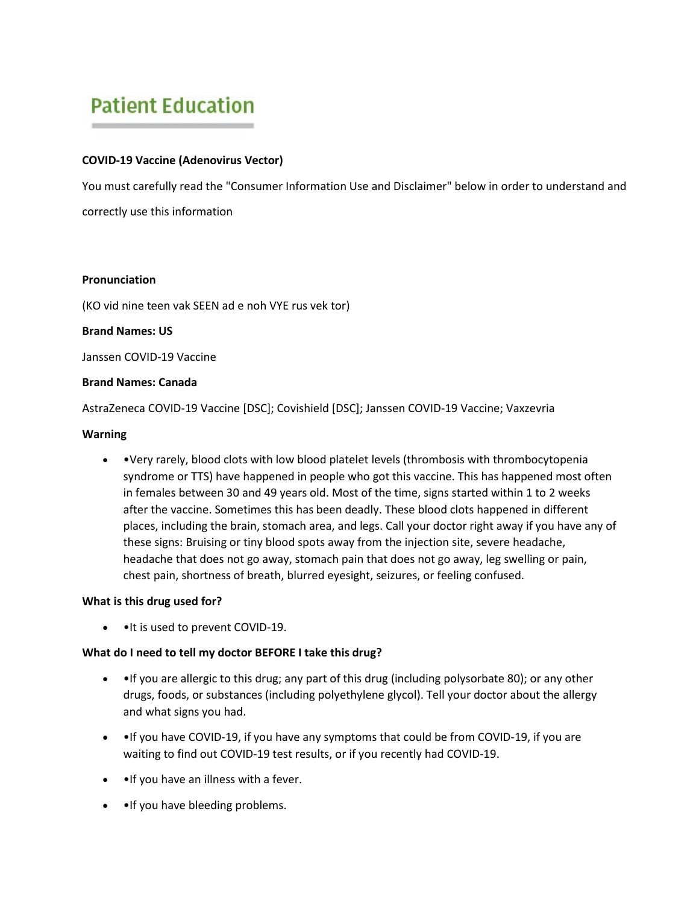# Patient Education

**COVID-19 Vaccine (Adenovirus Vector)**

You must carefully read the "Consumer Information Use and Disclaimer" below in order to understand and correctly use this information

**Pronunciation**

(KO vid nine teen vak SEEN ad e noh VYE rus vek tor)

**Brand Names: US**

Janssen COVID-19 Vaccine

**Brand Names: Canada**

AstraZeneca COVID-19 Vaccine [DSC]; Covishield [DSC]; Janssen COVID-19 Vaccine; Vaxzevria

**Warning**

- •Very rarely, blood clots with low blood platelet levels (thrombosis with thrombocytopenia syndrome or TTS) have happened in people who got this vaccine. This has happened most often in females between 30 and 49 years old. Most of the time, signs started within 1 to 2 weeks after the vaccine. Sometimes this has been deadly. These blood clots happened in different places, including the brain, stomach area, and legs. Call your doctor right away if you have any of these signs: Bruising or tiny blood spots away from the injection site, severe headache, headache that does not go away, stomach pain that does not go away, leg swelling or pain, chest pain, shortness of breath, blurred eyesight, seizures, or feeling confused.

**What is this drug used for?**

- •It is used to prevent COVID-19.

**What do I need to tell my doctor BEFORE I take this drug?**

- •If you are allergic to this drug; any part of this drug (including polysorbate 80); or any other drugs, foods, or substances (including polyethylene glycol). Tell your doctor about the allergy and what signs you had.
- •If you have COVID-19, if you have any symptoms that could be from COVID-19, if you are waiting to find out COVID-19 test results, or if you recently had COVID-19.
- •If you have an illness with a fever.
- •If you have bleeding problems.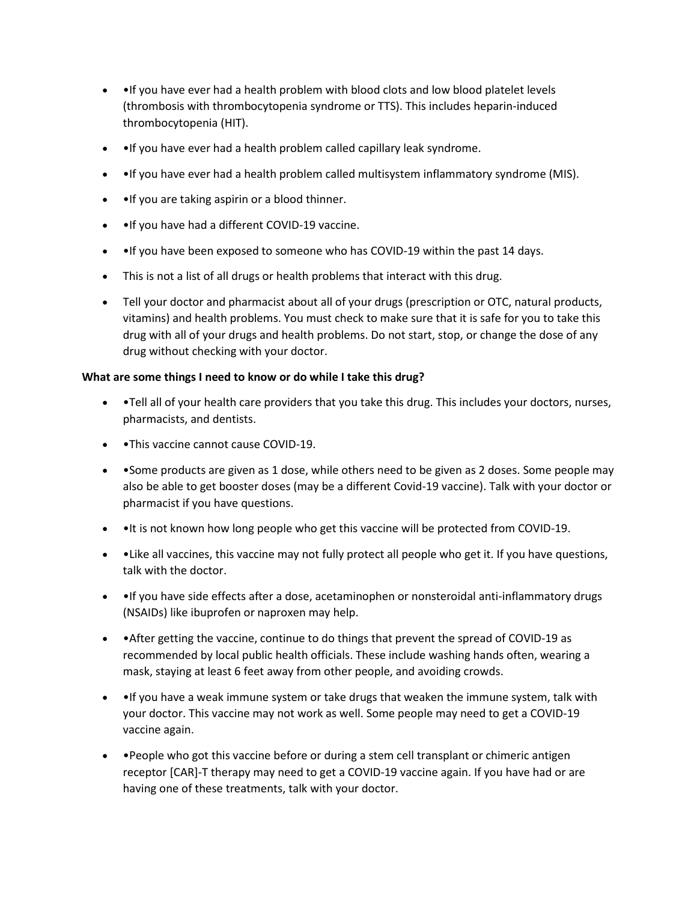- •If you have ever had a health problem with blood clots and low blood platelet levels (thrombosis with thrombocytopenia syndrome or TTS). This includes heparin-induced thrombocytopenia (HIT).
- •If you have ever had a health problem called capillary leak syndrome.
- •If you have ever had a health problem called multisystem inflammatory syndrome (MIS).
- •If you are taking aspirin or a blood thinner.
- •If you have had a different COVID-19 vaccine.
- •If you have been exposed to someone who has COVID-19 within the past 14 days.
- This is not a list of all drugs or health problems that interact with this drug.
- Tell your doctor and pharmacist about all of your drugs (prescription or OTC, natural products, vitamins) and health problems. You must check to make sure that it is safe for you to take this drug with all of your drugs and health problems. Do not start, stop, or change the dose of any drug without checking with your doctor.

**What are some things I need to know or do while I take this drug?**

- •Tell all of your health care providers that you take this drug. This includes your doctors, nurses, pharmacists, and dentists.
- •This vaccine cannot cause COVID-19.
- •Some products are given as 1 dose, while others need to be given as 2 doses. Some people may also be able to get booster doses (may be a different Covid-19 vaccine). Talk with your doctor or pharmacist if you have questions.
- •It is not known how long people who get this vaccine will be protected from COVID-19.
- •Like all vaccines, this vaccine may not fully protect all people who get it. If you have questions, talk with the doctor.
- •If you have side effects after a dose, acetaminophen or nonsteroidal anti-inflammatory drugs (NSAIDs) like ibuprofen or naproxen may help.
- •After getting the vaccine, continue to do things that prevent the spread of COVID-19 as recommended by local public health officials. These include washing hands often, wearing a mask, staying at least 6 feet away from other people, and avoiding crowds.
- •If you have a weak immune system or take drugs that weaken the immune system, talk with your doctor. This vaccine may not work as well. Some people may need to get a COVID-19 vaccine again.
- •People who got this vaccine before or during a stem cell transplant or chimeric antigen receptor [CAR]-T therapy may need to get a COVID-19 vaccine again. If you have had or are having one of these treatments, talk with your doctor.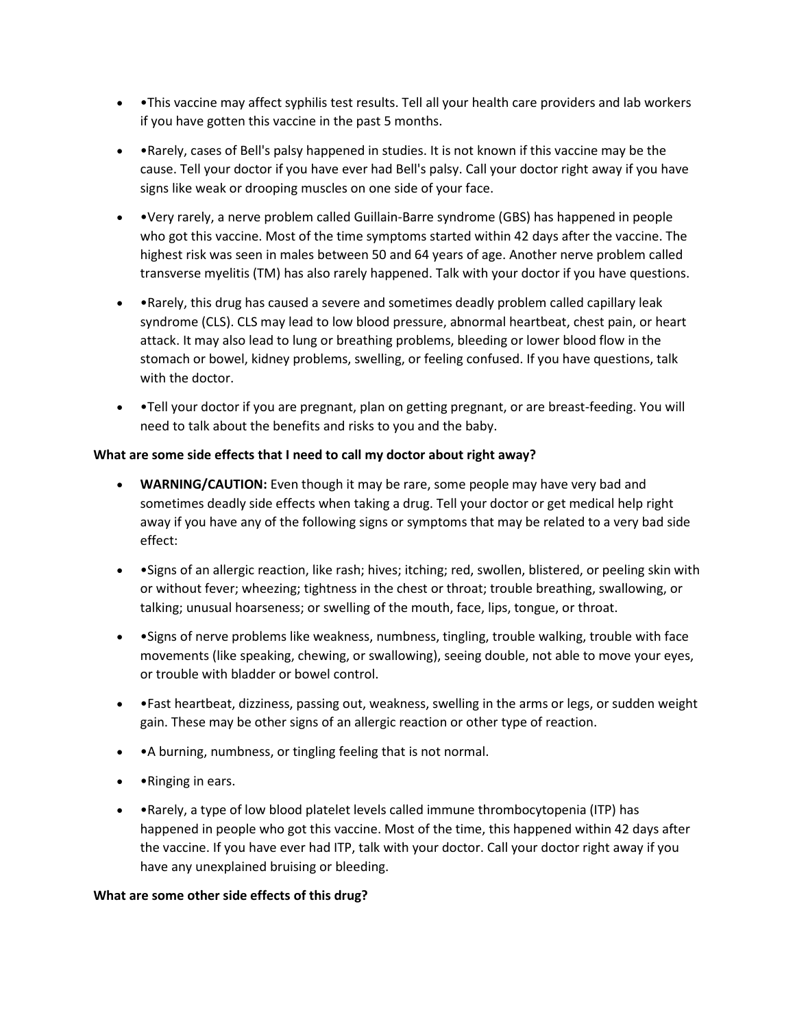- •This vaccine may affect syphilis test results. Tell all your health care providers and lab workers if you have gotten this vaccine in the past 5 months.
- •Rarely, cases of Bell's palsy happened in studies. It is not known if this vaccine may be the cause. Tell your doctor if you have ever had Bell's palsy. Call your doctor right away if you have signs like weak or drooping muscles on one side of your face.
- •Very rarely, a nerve problem called Guillain-Barre syndrome (GBS) has happened in people who got this vaccine. Most of the time symptoms started within 42 days after the vaccine. The highest risk was seen in males between 50 and 64 years of age. Another nerve problem called transverse myelitis (TM) has also rarely happened. Talk with your doctor if you have questions.
- •Rarely, this drug has caused a severe and sometimes deadly problem called capillary leak syndrome (CLS). CLS may lead to low blood pressure, abnormal heartbeat, chest pain, or heart attack. It may also lead to lung or breathing problems, bleeding or lower blood flow in the stomach or bowel, kidney problems, swelling, or feeling confused. If you have questions, talk with the doctor.
- •Tell your doctor if you are pregnant, plan on getting pregnant, or are breast-feeding. You will need to talk about the benefits and risks to you and the baby.

**What are some side effects that I need to call my doctor about right away?**

- **WARNING/CAUTION:** Even though it may be rare, some people may have very bad and sometimes deadly side effects when taking a drug. Tell your doctor or get medical help right away if you have any of the following signs or symptoms that may be related to a very bad side effect:
- •Signs of an allergic reaction, like rash; hives; itching; red, swollen, blistered, or peeling skin with or without fever; wheezing; tightness in the chest or throat; trouble breathing, swallowing, or talking; unusual hoarseness; or swelling of the mouth, face, lips, tongue, or throat.
- •Signs of nerve problems like weakness, numbness, tingling, trouble walking, trouble with face movements (like speaking, chewing, or swallowing), seeing double, not able to move your eyes, or trouble with bladder or bowel control.
- •Fast heartbeat, dizziness, passing out, weakness, swelling in the arms or legs, or sudden weight gain. These may be other signs of an allergic reaction or other type of reaction.
- •A burning, numbness, or tingling feeling that is not normal.
- •Ringing in ears.
- •Rarely, a type of low blood platelet levels called immune thrombocytopenia (ITP) has happened in people who got this vaccine. Most of the time, this happened within 42 days after the vaccine. If you have ever had ITP, talk with your doctor. Call your doctor right away if you have any unexplained bruising or bleeding.

**What are some other side effects of this drug?**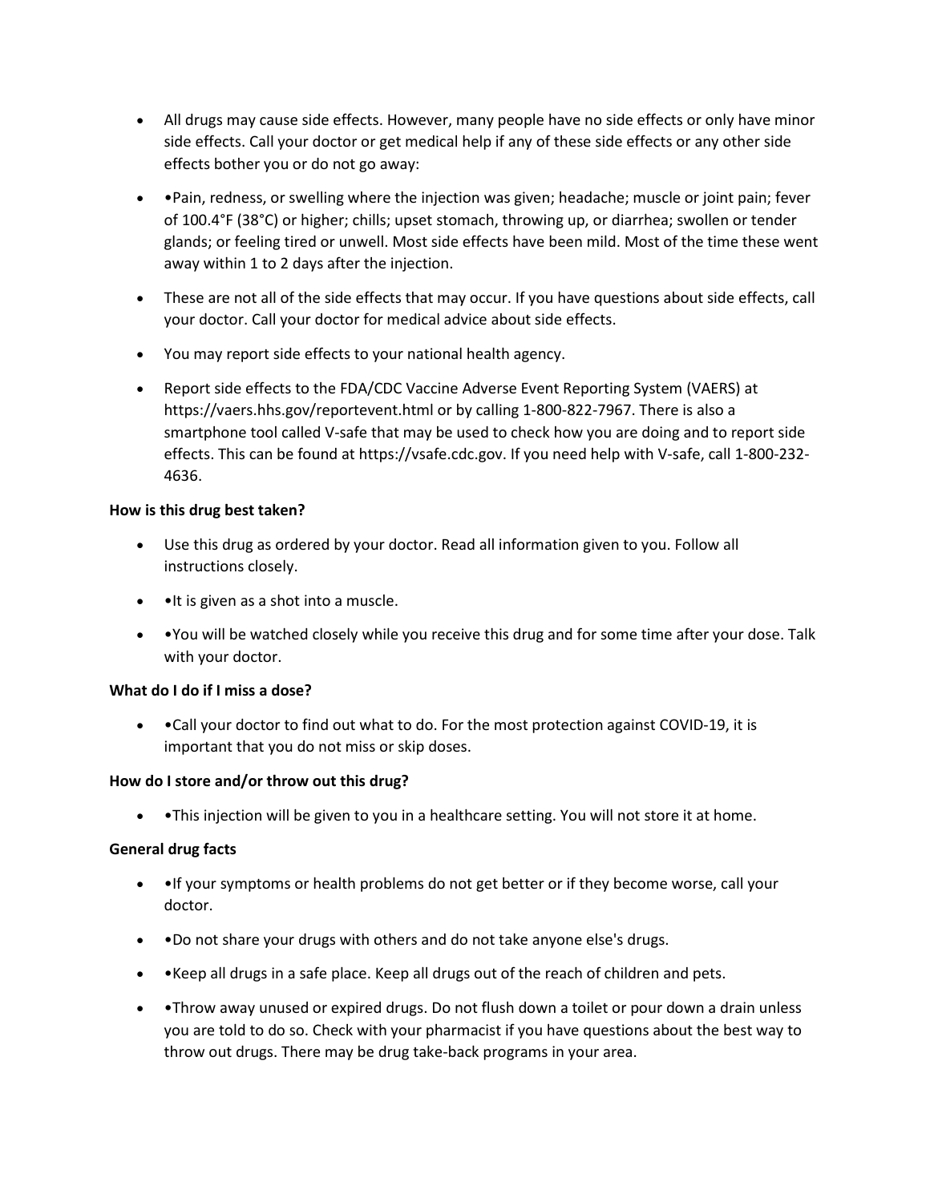- All drugs may cause side effects. However, many people have no side effects or only have minor side effects. Call your doctor or get medical help if any of these side effects or any other side effects bother you or do not go away:
- •Pain, redness, or swelling where the injection was given; headache; muscle or joint pain; fever of 100.4°F (38°C) or higher; chills; upset stomach, throwing up, or diarrhea; swollen or tender glands; or feeling tired or unwell. Most side effects have been mild. Most of the time these went away within 1 to 2 days after the injection.
- These are not all of the side effects that may occur. If you have questions about side effects, call your doctor. Call your doctor for medical advice about side effects.
- You may report side effects to your national health agency.
- Report side effects to the FDA/CDC Vaccine Adverse Event Reporting System (VAERS) at https://vaers.hhs.gov/reportevent.html or by calling 1-800-822-7967. There is also a smartphone tool called V-safe that may be used to check how you are doing and to report side effects. This can be found at https://vsafe.cdc.gov. If you need help with V-safe, call 1-800-232-4636.

**How is this drug best taken?**

- Use this drug as ordered by your doctor. Read all information given to you. Follow all instructions closely.
- •It is given as a shot into a muscle.
- •You will be watched closely while you receive this drug and for some time after your dose. Talk with your doctor.

**What do I do if I miss a dose?**

- •Call your doctor to find out what to do. For the most protection against COVID-19, it is important that you do not miss or skip doses.

**How do I store and/or throw out this drug?**

- •This injection will be given to you in a healthcare setting. You will not store it at home.

**General drug facts**

- •If your symptoms or health problems do not get better or if they become worse, call your doctor.
- •Do not share your drugs with others and do not take anyone else's drugs.
- •Keep all drugs in a safe place. Keep all drugs out of the reach of children and pets.
- •Throw away unused or expired drugs. Do not flush down a toilet or pour down a drain unless you are told to do so. Check with your pharmacist if you have questions about the best way to throw out drugs. There may be drug take-back programs in your area.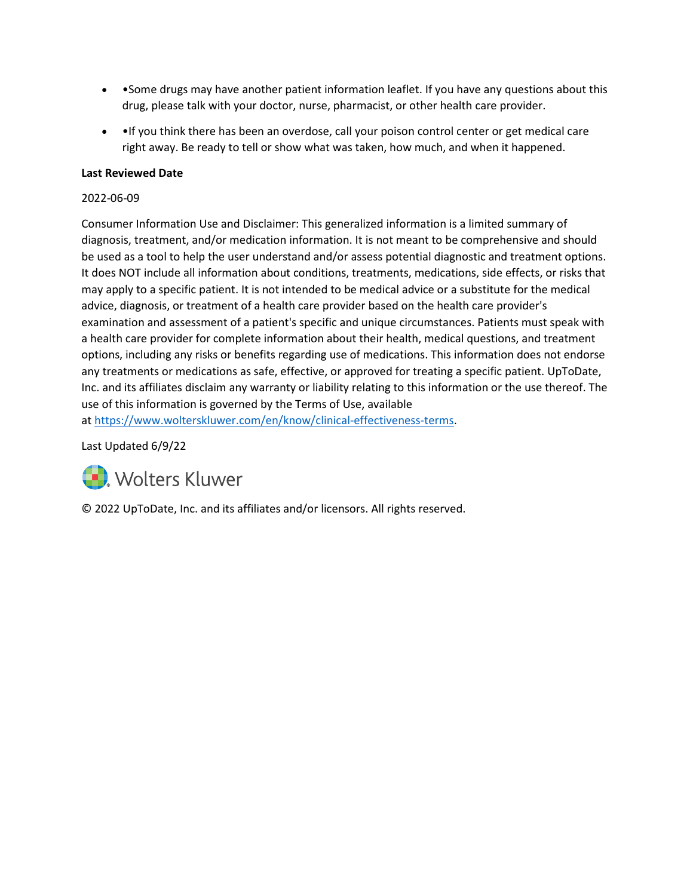- •Some drugs may have another patient information leaflet. If you have any questions about this drug, please talk with your doctor, nurse, pharmacist, or other health care provider.
- •If you think there has been an overdose, call your poison control center or get medical care right away. Be ready to tell or show what was taken, how much, and when it happened.

**Last Reviewed Date**

2022-06-09

Consumer Information Use and Disclaimer: This generalized information is a limited summary of diagnosis, treatment, and/or medication information. It is not meant to be comprehensive and should be used as a tool to help the user understand and/or assess potential diagnostic and treatment options. It does NOT include all information about conditions, treatments, medications, side effects, or risks that may apply to a specific patient. It is not intended to be medical advice or a substitute for the medical advice, diagnosis, or treatment of a health care provider based on the health care provider's examination and assessment of a patient's specific and unique circumstances. Patients must speak with a health care provider for complete information about their health, medical questions, and treatment options, including any risks or benefits regarding use of medications. This information does not endorse any treatments or medications as safe, effective, or approved for treating a specific patient. UpToDate, Inc. and its affiliates disclaim any warranty or liability relating to this information or the use thereof. The use of this information is governed by the Terms of Use, available at https://www.wolterskluwer.com/en/know/clinical-effectiveness-terms.

Last Updated 6/9/22

Wolters Kluwer

© 2022 UpToDate, Inc. and its affiliates and/or licensors. All rights reserved.